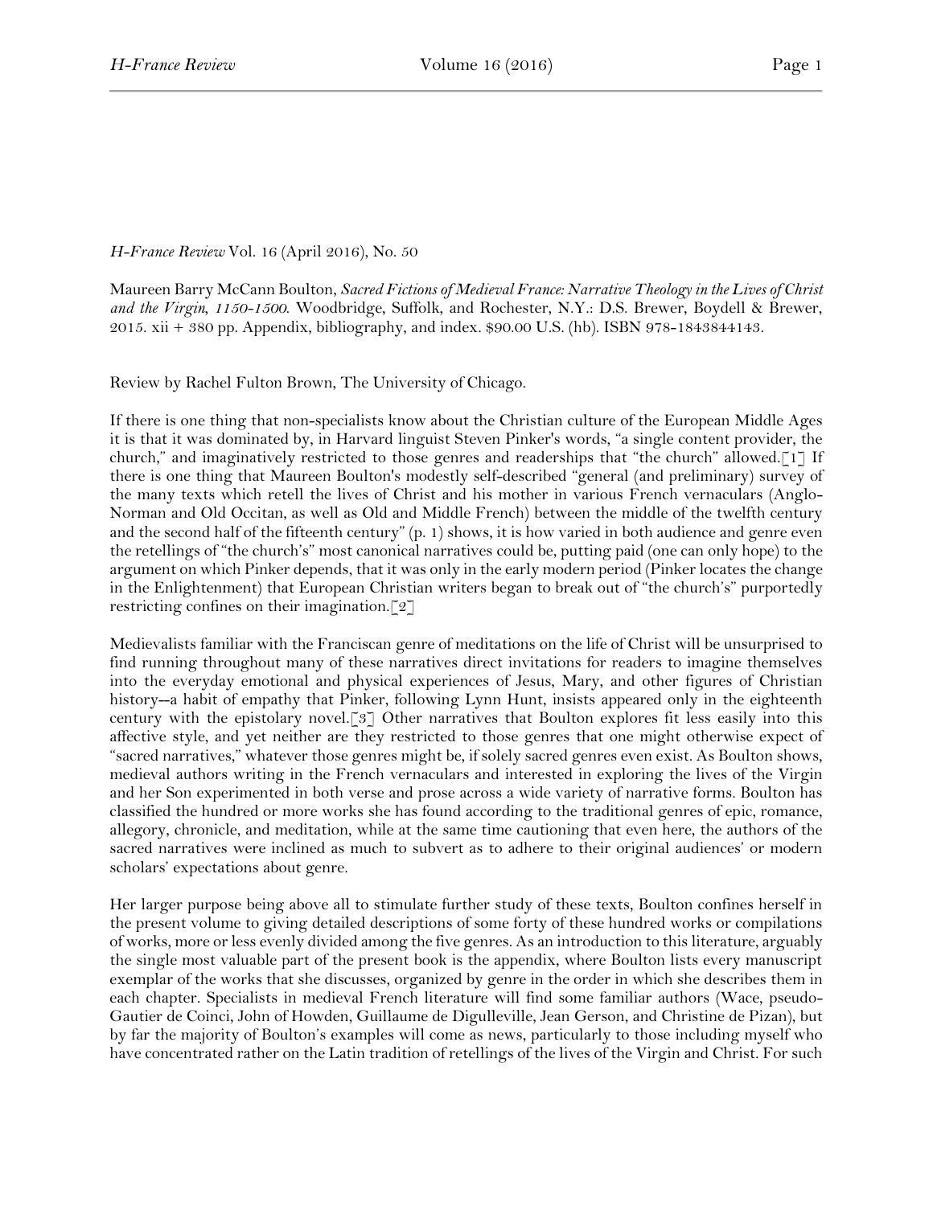*H-France Review* Vol. 16 (April 2016), No. 50

Maureen Barry McCann Boulton, *Sacred Fictions of Medieval France: Narrative Theology in the Lives of Christ and the Virgin, 1150-1500.* Woodbridge, Suffolk, and Rochester, N.Y.: D.S. Brewer, Boydell & Brewer, 2015. xii + 380 pp. Appendix, bibliography, and index. $90.00 U.S. (hb). ISBN 978-1843844143.

Review by Rachel Fulton Brown, The University of Chicago.

If there is one thing that non-specialists know about the Christian culture of the European Middle Ages it is that it was dominated by, in Harvard linguist Steven Pinker's words, "a single content provider, the church," and imaginatively restricted to those genres and readerships that "the church" allowed.[1] If there is one thing that Maureen Boulton's modestly self-described "general (and preliminary) survey of the many texts which retell the lives of Christ and his mother in various French vernaculars (Anglo-Norman and Old Occitan, as well as Old and Middle French) between the middle of the twelfth century and the second half of the fifteenth century" (p. 1) shows, it is how varied in both audience and genre even the retellings of "the church's" most canonical narratives could be, putting paid (one can only hope) to the argument on which Pinker depends, that it was only in the early modern period (Pinker locates the change in the Enlightenment) that European Christian writers began to break out of "the church's" purportedly restricting confines on their imagination.[2]

Medievalists familiar with the Franciscan genre of meditations on the life of Christ will be unsurprised to find running throughout many of these narratives direct invitations for readers to imagine themselves into the everyday emotional and physical experiences of Jesus, Mary, and other figures of Christian history--a habit of empathy that Pinker, following Lynn Hunt, insists appeared only in the eighteenth century with the epistolary novel.[3] Other narratives that Boulton explores fit less easily into this affective style, and yet neither are they restricted to those genres that one might otherwise expect of "sacred narratives," whatever those genres might be, if solely sacred genres even exist. As Boulton shows, medieval authors writing in the French vernaculars and interested in exploring the lives of the Virgin and her Son experimented in both verse and prose across a wide variety of narrative forms. Boulton has classified the hundred or more works she has found according to the traditional genres of epic, romance, allegory, chronicle, and meditation, while at the same time cautioning that even here, the authors of the sacred narratives were inclined as much to subvert as to adhere to their original audiences' or modern scholars' expectations about genre.

Her larger purpose being above all to stimulate further study of these texts, Boulton confines herself in the present volume to giving detailed descriptions of some forty of these hundred works or compilations of works, more or less evenly divided among the five genres. As an introduction to this literature, arguably the single most valuable part of the present book is the appendix, where Boulton lists every manuscript exemplar of the works that she discusses, organized by genre in the order in which she describes them in each chapter. Specialists in medieval French literature will find some familiar authors (Wace, pseudo-Gautier de Coinci, John of Howden, Guillaume de Digulleville, Jean Gerson, and Christine de Pizan), but by far the majority of Boulton's examples will come as news, particularly to those including myself who have concentrated rather on the Latin tradition of retellings of the lives of the Virgin and Christ. For such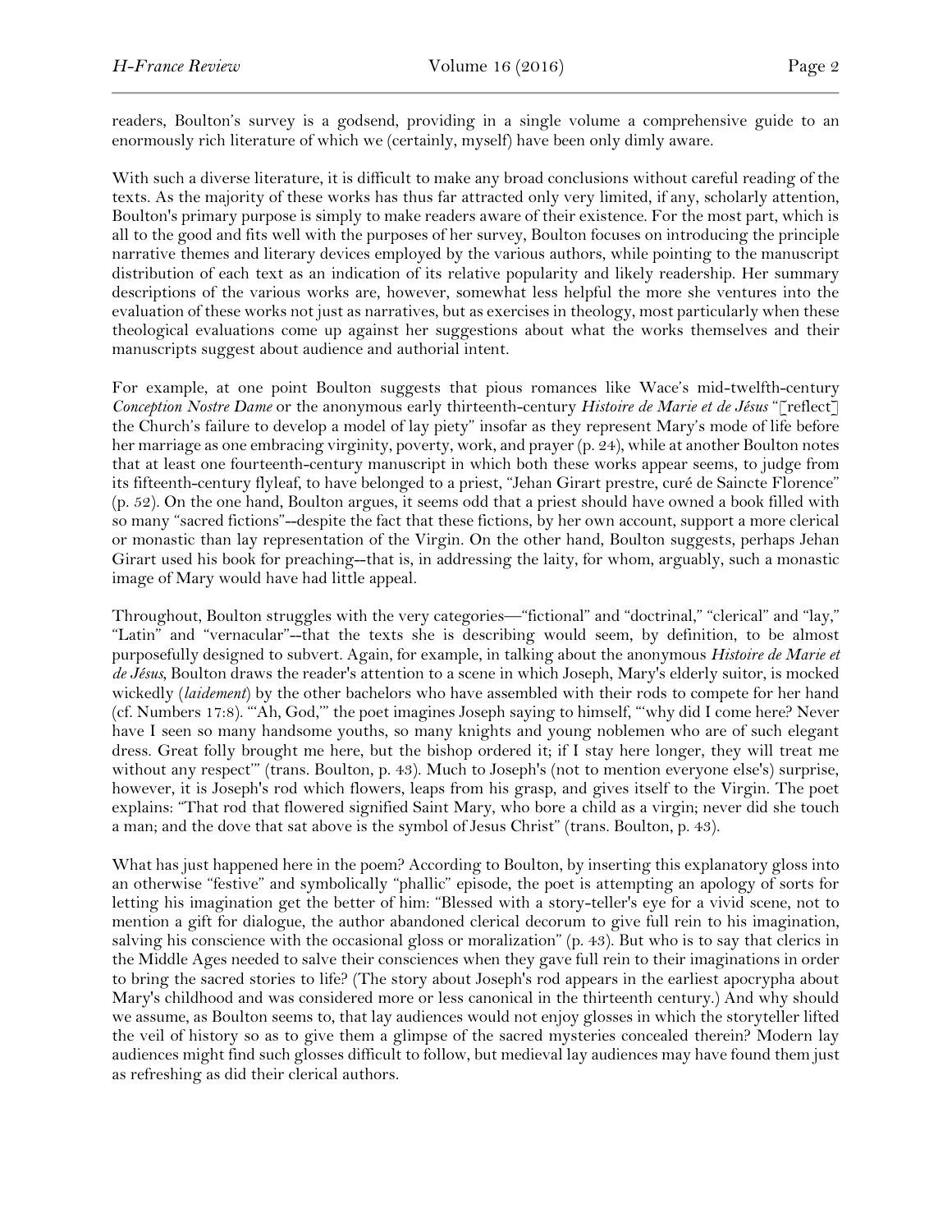readers, Boulton's survey is a godsend, providing in a single volume a comprehensive guide to an enormously rich literature of which we (certainly, myself) have been only dimly aware.

With such a diverse literature, it is difficult to make any broad conclusions without careful reading of the texts. As the majority of these works has thus far attracted only very limited, if any, scholarly attention, Boulton's primary purpose is simply to make readers aware of their existence. For the most part, which is all to the good and fits well with the purposes of her survey, Boulton focuses on introducing the principle narrative themes and literary devices employed by the various authors, while pointing to the manuscript distribution of each text as an indication of its relative popularity and likely readership. Her summary descriptions of the various works are, however, somewhat less helpful the more she ventures into the evaluation of these works not just as narratives, but as exercises in theology, most particularly when these theological evaluations come up against her suggestions about what the works themselves and their manuscripts suggest about audience and authorial intent.

For example, at one point Boulton suggests that pious romances like Wace's mid-twelfth-century *Conception Nostre Dame* or the anonymous early thirteenth-century *Histoire de Marie et de Jésus* "[reflect] the Church's failure to develop a model of lay piety" insofar as they represent Mary's mode of life before her marriage as one embracing virginity, poverty, work, and prayer (p. 24), while at another Boulton notes that at least one fourteenth-century manuscript in which both these works appear seems, to judge from its fifteenth-century flyleaf, to have belonged to a priest, "Jehan Girart prestre, curé de Saincte Florence" (p. 52). On the one hand, Boulton argues, it seems odd that a priest should have owned a book filled with so many "sacred fictions"--despite the fact that these fictions, by her own account, support a more clerical or monastic than lay representation of the Virgin. On the other hand, Boulton suggests, perhaps Jehan Girart used his book for preaching--that is, in addressing the laity, for whom, arguably, such a monastic image of Mary would have had little appeal.

Throughout, Boulton struggles with the very categories—"fictional" and "doctrinal," "clerical" and "lay," "Latin" and "vernacular"--that the texts she is describing would seem, by definition, to be almost purposefully designed to subvert. Again, for example, in talking about the anonymous *Histoire de Marie et de Jésus*, Boulton draws the reader's attention to a scene in which Joseph, Mary's elderly suitor, is mocked wickedly (*laidement*) by the other bachelors who have assembled with their rods to compete for her hand (cf. Numbers 17:8). "'Ah, God,'" the poet imagines Joseph saying to himself, "'why did I come here? Never have I seen so many handsome youths, so many knights and young noblemen who are of such elegant dress. Great folly brought me here, but the bishop ordered it; if I stay here longer, they will treat me without any respect'" (trans. Boulton, p. 43). Much to Joseph's (not to mention everyone else's) surprise, however, it is Joseph's rod which flowers, leaps from his grasp, and gives itself to the Virgin. The poet explains: "That rod that flowered signified Saint Mary, who bore a child as a virgin; never did she touch a man; and the dove that sat above is the symbol of Jesus Christ" (trans. Boulton, p. 43).

What has just happened here in the poem? According to Boulton, by inserting this explanatory gloss into an otherwise "festive" and symbolically "phallic" episode, the poet is attempting an apology of sorts for letting his imagination get the better of him: "Blessed with a story-teller's eye for a vivid scene, not to mention a gift for dialogue, the author abandoned clerical decorum to give full rein to his imagination, salving his conscience with the occasional gloss or moralization" (p. 43). But who is to say that clerics in the Middle Ages needed to salve their consciences when they gave full rein to their imaginations in order to bring the sacred stories to life? (The story about Joseph's rod appears in the earliest apocrypha about Mary's childhood and was considered more or less canonical in the thirteenth century.) And why should we assume, as Boulton seems to, that lay audiences would not enjoy glosses in which the storyteller lifted the veil of history so as to give them a glimpse of the sacred mysteries concealed therein? Modern lay audiences might find such glosses difficult to follow, but medieval lay audiences may have found them just as refreshing as did their clerical authors.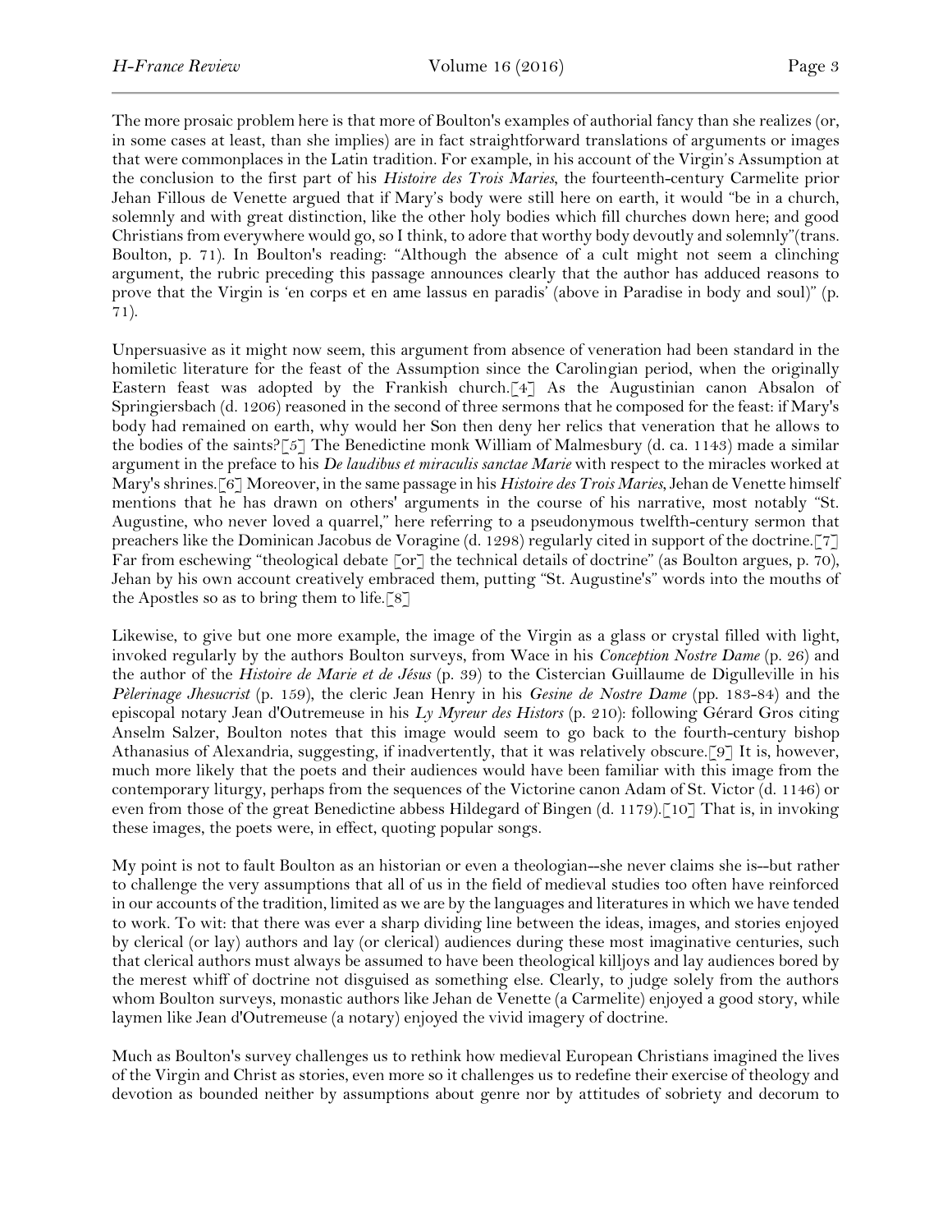The more prosaic problem here is that more of Boulton's examples of authorial fancy than she realizes (or, in some cases at least, than she implies) are in fact straightforward translations of arguments or images that were commonplaces in the Latin tradition. For example, in his account of the Virgin's Assumption at the conclusion to the first part of his *Histoire des Trois Maries*, the fourteenth-century Carmelite prior Jehan Fillous de Venette argued that if Mary's body were still here on earth, it would "be in a church, solemnly and with great distinction, like the other holy bodies which fill churches down here; and good Christians from everywhere would go, so I think, to adore that worthy body devoutly and solemnly"(trans. Boulton, p. 71). In Boulton's reading: "Although the absence of a cult might not seem a clinching argument, the rubric preceding this passage announces clearly that the author has adduced reasons to prove that the Virgin is 'en corps et en ame lassus en paradis' (above in Paradise in body and soul)" (p. 71).

Unpersuasive as it might now seem, this argument from absence of veneration had been standard in the homiletic literature for the feast of the Assumption since the Carolingian period, when the originally Eastern feast was adopted by the Frankish church.[4] As the Augustinian canon Absalon of Springiersbach (d. 1206) reasoned in the second of three sermons that he composed for the feast: if Mary's body had remained on earth, why would her Son then deny her relics that veneration that he allows to the bodies of the saints?[5] The Benedictine monk William of Malmesbury (d. ca. 1143) made a similar argument in the preface to his *De laudibus et miraculis sanctae Marie* with respect to the miracles worked at Mary's shrines.[6] Moreover, in the same passage in his *Histoire des Trois Maries*, Jehan de Venette himself mentions that he has drawn on others' arguments in the course of his narrative, most notably "St. Augustine, who never loved a quarrel," here referring to a pseudonymous twelfth-century sermon that preachers like the Dominican Jacobus de Voragine (d. 1298) regularly cited in support of the doctrine.[7] Far from eschewing "theological debate [or] the technical details of doctrine" (as Boulton argues, p. 70), Jehan by his own account creatively embraced them, putting "St. Augustine's" words into the mouths of the Apostles so as to bring them to life.[8]

Likewise, to give but one more example, the image of the Virgin as a glass or crystal filled with light, invoked regularly by the authors Boulton surveys, from Wace in his *Conception Nostre Dame* (p. 26) and the author of the *Histoire de Marie et de Jésus* (p. 39) to the Cistercian Guillaume de Digulleville in his *Pèlerinage Jhesucrist* (p. 159), the cleric Jean Henry in his *Gesine de Nostre Dame* (pp. 183-84) and the episcopal notary Jean d'Outremeuse in his *Ly Myreur des Histors* (p. 210): following Gérard Gros citing Anselm Salzer, Boulton notes that this image would seem to go back to the fourth-century bishop Athanasius of Alexandria, suggesting, if inadvertently, that it was relatively obscure.[9] It is, however, much more likely that the poets and their audiences would have been familiar with this image from the contemporary liturgy, perhaps from the sequences of the Victorine canon Adam of St. Victor (d. 1146) or even from those of the great Benedictine abbess Hildegard of Bingen (d. 1179).[10] That is, in invoking these images, the poets were, in effect, quoting popular songs.

My point is not to fault Boulton as an historian or even a theologian--she never claims she is--but rather to challenge the very assumptions that all of us in the field of medieval studies too often have reinforced in our accounts of the tradition, limited as we are by the languages and literatures in which we have tended to work. To wit: that there was ever a sharp dividing line between the ideas, images, and stories enjoyed by clerical (or lay) authors and lay (or clerical) audiences during these most imaginative centuries, such that clerical authors must always be assumed to have been theological killjoys and lay audiences bored by the merest whiff of doctrine not disguised as something else. Clearly, to judge solely from the authors whom Boulton surveys, monastic authors like Jehan de Venette (a Carmelite) enjoyed a good story, while laymen like Jean d'Outremeuse (a notary) enjoyed the vivid imagery of doctrine.

Much as Boulton's survey challenges us to rethink how medieval European Christians imagined the lives of the Virgin and Christ as stories, even more so it challenges us to redefine their exercise of theology and devotion as bounded neither by assumptions about genre nor by attitudes of sobriety and decorum to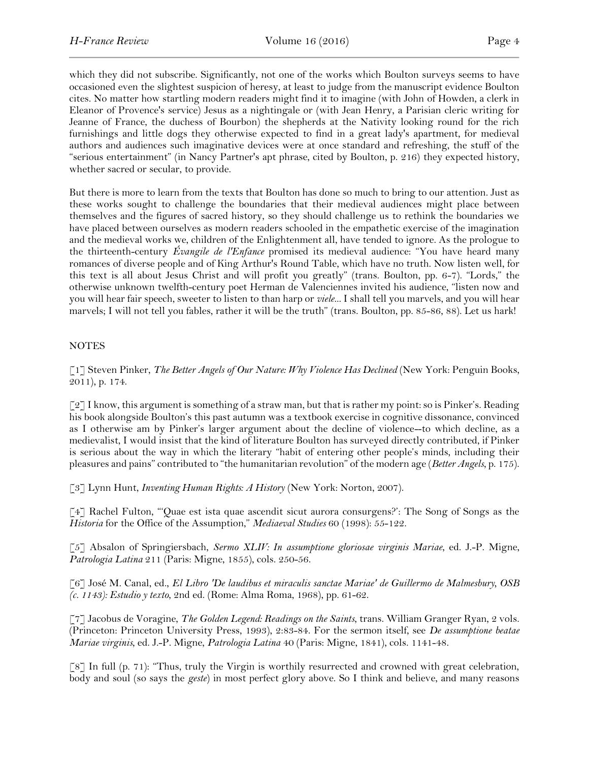which they did not subscribe. Significantly, not one of the works which Boulton surveys seems to have occasioned even the slightest suspicion of heresy, at least to judge from the manuscript evidence Boulton cites. No matter how startling modern readers might find it to imagine (with John of Howden, a clerk in Eleanor of Provence's service) Jesus as a nightingale or (with Jean Henry, a Parisian cleric writing for Jeanne of France, the duchess of Bourbon) the shepherds at the Nativity looking round for the rich furnishings and little dogs they otherwise expected to find in a great lady's apartment, for medieval authors and audiences such imaginative devices were at once standard and refreshing, the stuff of the "serious entertainment" (in Nancy Partner's apt phrase, cited by Boulton, p. 216) they expected history, whether sacred or secular, to provide.

But there is more to learn from the texts that Boulton has done so much to bring to our attention. Just as these works sought to challenge the boundaries that their medieval audiences might place between themselves and the figures of sacred history, so they should challenge us to rethink the boundaries we have placed between ourselves as modern readers schooled in the empathetic exercise of the imagination and the medieval works we, children of the Enlightenment all, have tended to ignore. As the prologue to the thirteenth-century *Évangile de l'Enfance* promised its medieval audience: "You have heard many romances of diverse people and of King Arthur's Round Table, which have no truth. Now listen well, for this text is all about Jesus Christ and will profit you greatly" (trans. Boulton, pp. 6-7). "Lords," the otherwise unknown twelfth-century poet Herman de Valenciennes invited his audience, "listen now and you will hear fair speech, sweeter to listen to than harp or *viele*... I shall tell you marvels, and you will hear marvels; I will not tell you fables, rather it will be the truth" (trans. Boulton, pp. 85-86, 88). Let us hark!

## NOTES

[1] Steven Pinker, *The Better Angels of Our Nature: Why Violence Has Declined* (New York: Penguin Books, 2011), p. 174.

[2] I know, this argument is something of a straw man, but that is rather my point: so is Pinker's. Reading his book alongside Boulton's this past autumn was a textbook exercise in cognitive dissonance, convinced as I otherwise am by Pinker's larger argument about the decline of violence--to which decline, as a medievalist, I would insist that the kind of literature Boulton has surveyed directly contributed, if Pinker is serious about the way in which the literary "habit of entering other people's minds, including their pleasures and pains" contributed to "the humanitarian revolution" of the modern age (*Better Angels*, p. 175).

[3] Lynn Hunt, *Inventing Human Rights: A History* (New York: Norton, 2007).

[4] Rachel Fulton, "'Quae est ista quae ascendit sicut aurora consurgens?': The Song of Songs as the *Historia* for the Office of the Assumption," *Mediaeval Studies* 60 (1998): 55-122.

[5] Absalon of Springiersbach, *Sermo XLIV: In assumptione gloriosae virginis Mariae*, ed. J.-P. Migne, *Patrologia Latina* 211 (Paris: Migne, 1855), cols. 250-56.

[6] José M. Canal, ed., *El Libro 'De laudibus et miraculis sanctae Mariae' de Guillermo de Malmesbury, OSB (c. 1143): Estudio y texto*, 2nd ed. (Rome: Alma Roma, 1968), pp. 61-62.

[7] Jacobus de Voragine, *The Golden Legend: Readings on the Saints*, trans. William Granger Ryan, 2 vols. (Princeton: Princeton University Press, 1993), 2:83-84. For the sermon itself, see *De assumptione beatae Mariae virginis*, ed. J.-P. Migne, *Patrologia Latina* 40 (Paris: Migne, 1841), cols. 1141-48.

[8] In full (p. 71): "Thus, truly the Virgin is worthily resurrected and crowned with great celebration, body and soul (so says the *geste*) in most perfect glory above. So I think and believe, and many reasons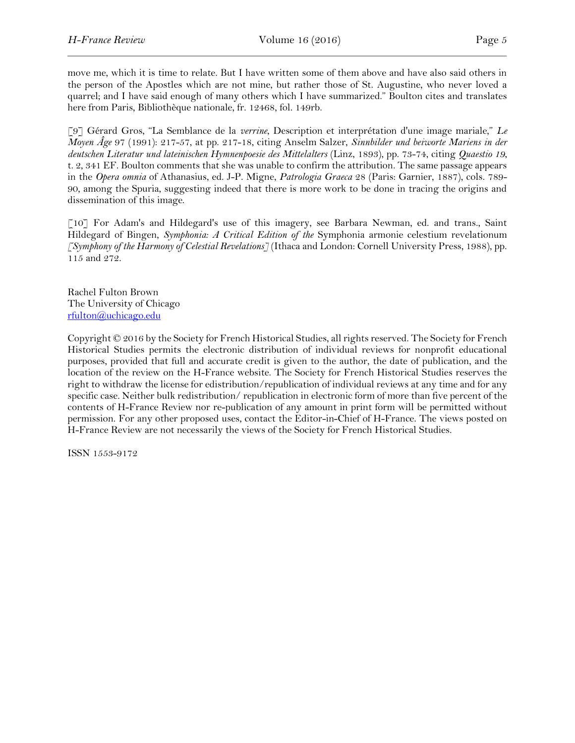move me, which it is time to relate. But I have written some of them above and have also said others in the person of the Apostles which are not mine, but rather those of St. Augustine, who never loved a quarrel; and I have said enough of many others which I have summarized." Boulton cites and translates here from Paris, Bibliothèque nationale, fr. 12468, fol. 149rb.

[9] Gérard Gros, "La Semblance de la *verrine*, Description et interprétation d'une image mariale," *Le Moyen Âge* 97 (1991): 217-57, at pp. 217-18, citing Anselm Salzer, *Sinnbilder und beiworte Mariens in der deutschen Literatur und lateinischen Hymnenpoesie des Mittelalters* (Linz, 1893), pp. 73-74, citing *Quaestio 19*, t. 2, 341 EF. Boulton comments that she was unable to confirm the attribution. The same passage appears in the *Opera omnia* of Athanasius, ed. J-P. Migne, *Patrologia Graeca* 28 (Paris: Garnier, 1887), cols. 789-90, among the Spuria, suggesting indeed that there is more work to be done in tracing the origins and dissemination of this image.

[10] For Adam's and Hildegard's use of this imagery, see Barbara Newman, ed. and trans., Saint Hildegard of Bingen, *Symphonia: A Critical Edition of the* Symphonia armonie celestium revelationum *[Symphony of the Harmony of Celestial Revelations]* (Ithaca and London: Cornell University Press, 1988), pp. 115 and 272.

Rachel Fulton Brown
The University of Chicago
rfulton@uchicago.edu

Copyright © 2016 by the Society for French Historical Studies, all rights reserved. The Society for French Historical Studies permits the electronic distribution of individual reviews for nonprofit educational purposes, provided that full and accurate credit is given to the author, the date of publication, and the location of the review on the H-France website. The Society for French Historical Studies reserves the right to withdraw the license for edistribution/republication of individual reviews at any time and for any specific case. Neither bulk redistribution/ republication in electronic form of more than five percent of the contents of H-France Review nor re-publication of any amount in print form will be permitted without permission. For any other proposed uses, contact the Editor-in-Chief of H-France. The views posted on H-France Review are not necessarily the views of the Society for French Historical Studies.

ISSN 1553-9172